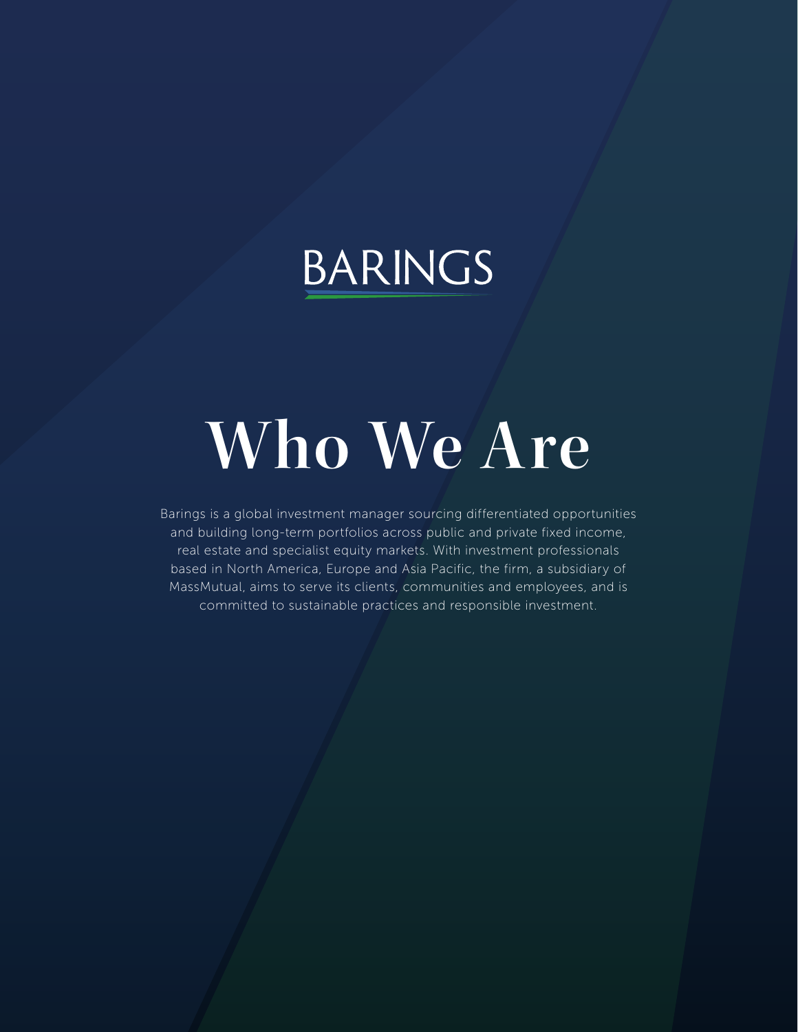BARINGS

# Who We Are

Barings is a global investment manager sourcing differentiated opportunities and building long-term portfolios across public and private fixed income, real estate and specialist equity markets. With investment professionals based in North America, Europe and Asia Pacific, the firm, a subsidiary of MassMutual, aims to serve its clients, communities and employees, and is committed to sustainable practices and responsible investment.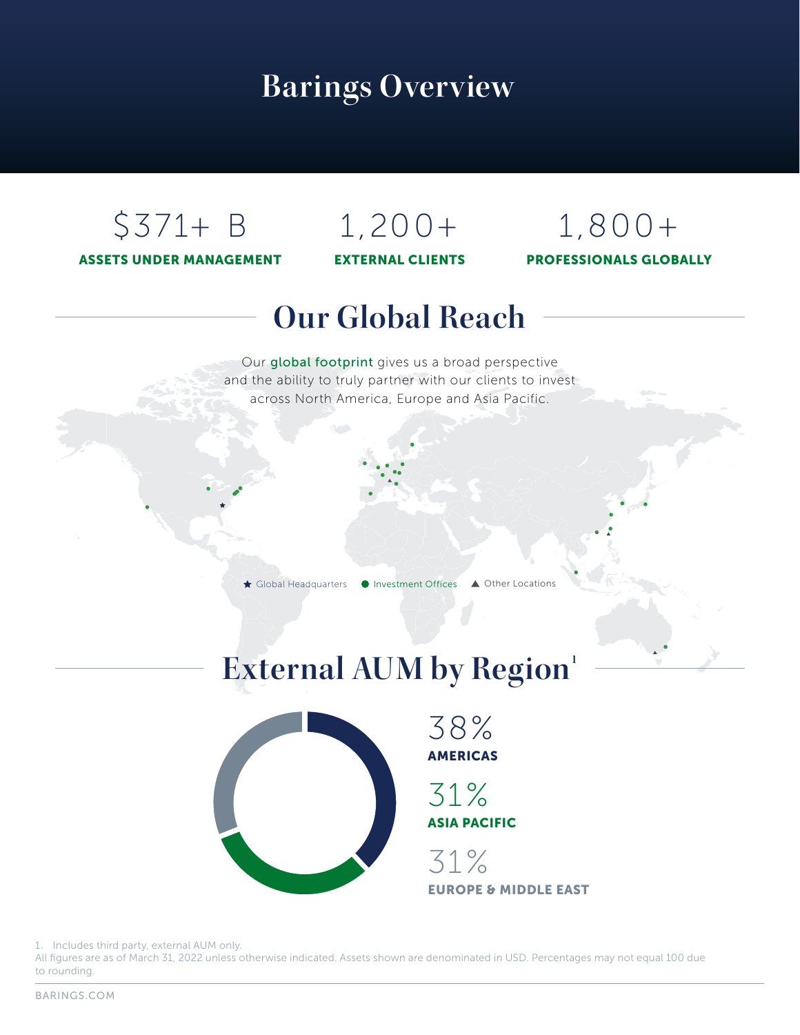# Barings Overview

$371+ B

**ASSETS UNDER MANAGEMENT**

1,200+

**EXTERNAL CLIENTS**

1,800+

**PROFESSIONALS GLOBALLY**

## Our Global Reach

Our global footprint gives us a broad perspective and the ability to truly partner with our clients to invest across North America, Europe and Asia Pacific.

★ Global Headquarters ● Investment Offices ▲ Other Locations

## External AUM by Region[1]

38%
**AMERICAS**

31%
**ASIA PACIFIC**

31%
**EUROPE & MIDDLE EAST**

1. Includes third party, external AUM only.

All figures are as of March 31, 2022 unless otherwise indicated. Assets shown are denominated in USD. Percentages may not equal 100 due to rounding.

BARINGS.COM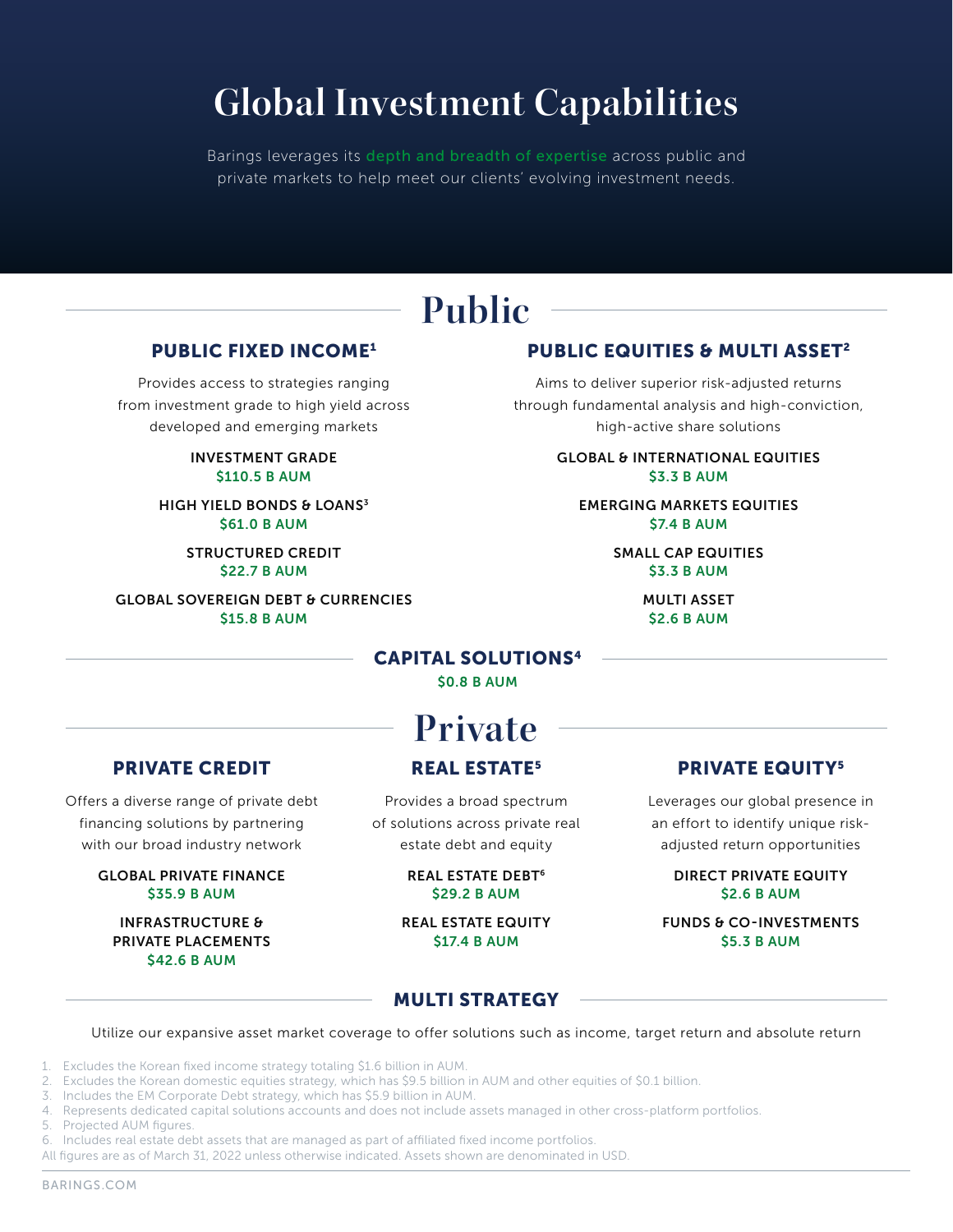# Global Investment Capabilities

Barings leverages its depth and breadth of expertise across public and private markets to help meet our clients' evolving investment needs.

## Public

### PUBLIC FIXED INCOME[1]

Provides access to strategies ranging from investment grade to high yield across developed and emerging markets

**INVESTMENT GRADE**
$110.5 B AUM

**HIGH YIELD BONDS & LOANS[3]**
$61.0 B AUM

**STRUCTURED CREDIT**
$22.7 B AUM

**GLOBAL SOVEREIGN DEBT & CURRENCIES**
$15.8 B AUM

### PUBLIC EQUITIES & MULTI ASSET[2]

Aims to deliver superior risk-adjusted returns through fundamental analysis and high-conviction, high-active share solutions

**GLOBAL & INTERNATIONAL EQUITIES**
$3.3 B AUM

**EMERGING MARKETS EQUITIES**
$7.4 B AUM

**SMALL CAP EQUITIES**
$3.3 B AUM

**MULTI ASSET**
$2.6 B AUM

### CAPITAL SOLUTIONS[4]

$0.8 B AUM

## Private

### PRIVATE CREDIT

Offers a diverse range of private debt financing solutions by partnering with our broad industry network

**GLOBAL PRIVATE FINANCE**
$35.9 B AUM

**INFRASTRUCTURE & PRIVATE PLACEMENTS**
$42.6 B AUM

### REAL ESTATE[5]

Provides a broad spectrum of solutions across private real estate debt and equity

**REAL ESTATE DEBT[6]**
$29.2 B AUM

**REAL ESTATE EQUITY**
$17.4 B AUM

### PRIVATE EQUITY[5]

Leverages our global presence in an effort to identify unique risk-adjusted return opportunities

**DIRECT PRIVATE EQUITY**
$2.6 B AUM

**FUNDS & CO-INVESTMENTS**
$5.3 B AUM

### MULTI STRATEGY

Utilize our expansive asset market coverage to offer solutions such as income, target return and absolute return

1. Excludes the Korean fixed income strategy totaling $1.6 billion in AUM.
2. Excludes the Korean domestic equities strategy, which has $9.5 billion in AUM and other equities of $0.1 billion.
3. Includes the EM Corporate Debt strategy, which has $5.9 billion in AUM.
4. Represents dedicated capital solutions accounts and does not include assets managed in other cross-platform portfolios.
5. Projected AUM figures.
6. Includes real estate debt assets that are managed as part of affiliated fixed income portfolios.

All figures are as of March 31, 2022 unless otherwise indicated. Assets shown are denominated in USD.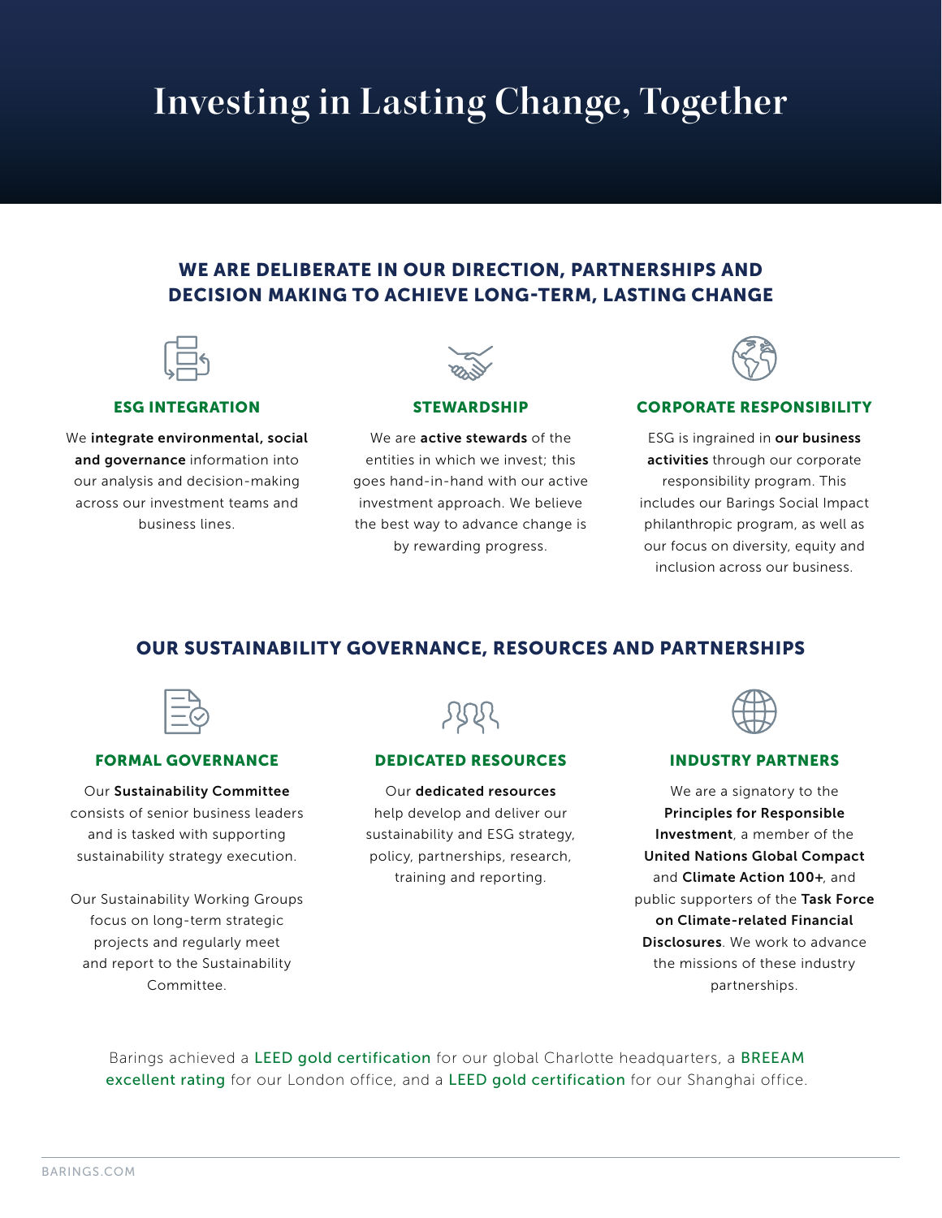# Investing in Lasting Change, Together

## WE ARE DELIBERATE IN OUR DIRECTION, PARTNERSHIPS AND DECISION MAKING TO ACHIEVE LONG-TERM, LASTING CHANGE

### ESG INTEGRATION

We **integrate environmental, social and governance** information into our analysis and decision-making across our investment teams and business lines.

### STEWARDSHIP

We are **active stewards** of the entities in which we invest; this goes hand-in-hand with our active investment approach. We believe the best way to advance change is by rewarding progress.

### CORPORATE RESPONSIBILITY

ESG is ingrained in **our business activities** through our corporate responsibility program. This includes our Barings Social Impact philanthropic program, as well as our focus on diversity, equity and inclusion across our business.

## OUR SUSTAINABILITY GOVERNANCE, RESOURCES AND PARTNERSHIPS

### FORMAL GOVERNANCE

Our **Sustainability Committee** consists of senior business leaders and is tasked with supporting sustainability strategy execution.

Our Sustainability Working Groups focus on long-term strategic projects and regularly meet and report to the Sustainability Committee.

### DEDICATED RESOURCES

Our **dedicated resources** help develop and deliver our sustainability and ESG strategy, policy, partnerships, research, training and reporting.

### INDUSTRY PARTNERS

We are a signatory to the **Principles for Responsible Investment**, a member of the **United Nations Global Compact** and **Climate Action 100+**, and public supporters of the **Task Force on Climate-related Financial Disclosures**. We work to advance the missions of these industry partnerships.

Barings achieved a LEED gold certification for our global Charlotte headquarters, a BREEAM excellent rating for our London office, and a LEED gold certification for our Shanghai office.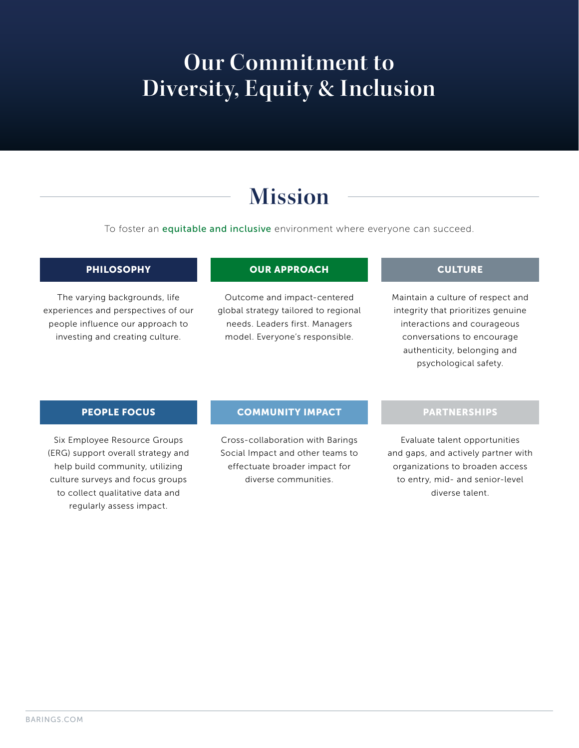# Our Commitment to Diversity, Equity & Inclusion

## Mission

To foster an equitable and inclusive environment where everyone can succeed.

### PHILOSOPHY

The varying backgrounds, life experiences and perspectives of our people influence our approach to investing and creating culture.

### OUR APPROACH

Outcome and impact-centered global strategy tailored to regional needs. Leaders first. Managers model. Everyone's responsible.

### CULTURE

Maintain a culture of respect and integrity that prioritizes genuine interactions and courageous conversations to encourage authenticity, belonging and psychological safety.

### PEOPLE FOCUS

Six Employee Resource Groups (ERG) support overall strategy and help build community, utilizing culture surveys and focus groups to collect qualitative data and regularly assess impact.

### COMMUNITY IMPACT

Cross-collaboration with Barings Social Impact and other teams to effectuate broader impact for diverse communities.

### PARTNERSHIPS

Evaluate talent opportunities and gaps, and actively partner with organizations to broaden access to entry, mid- and senior-level diverse talent.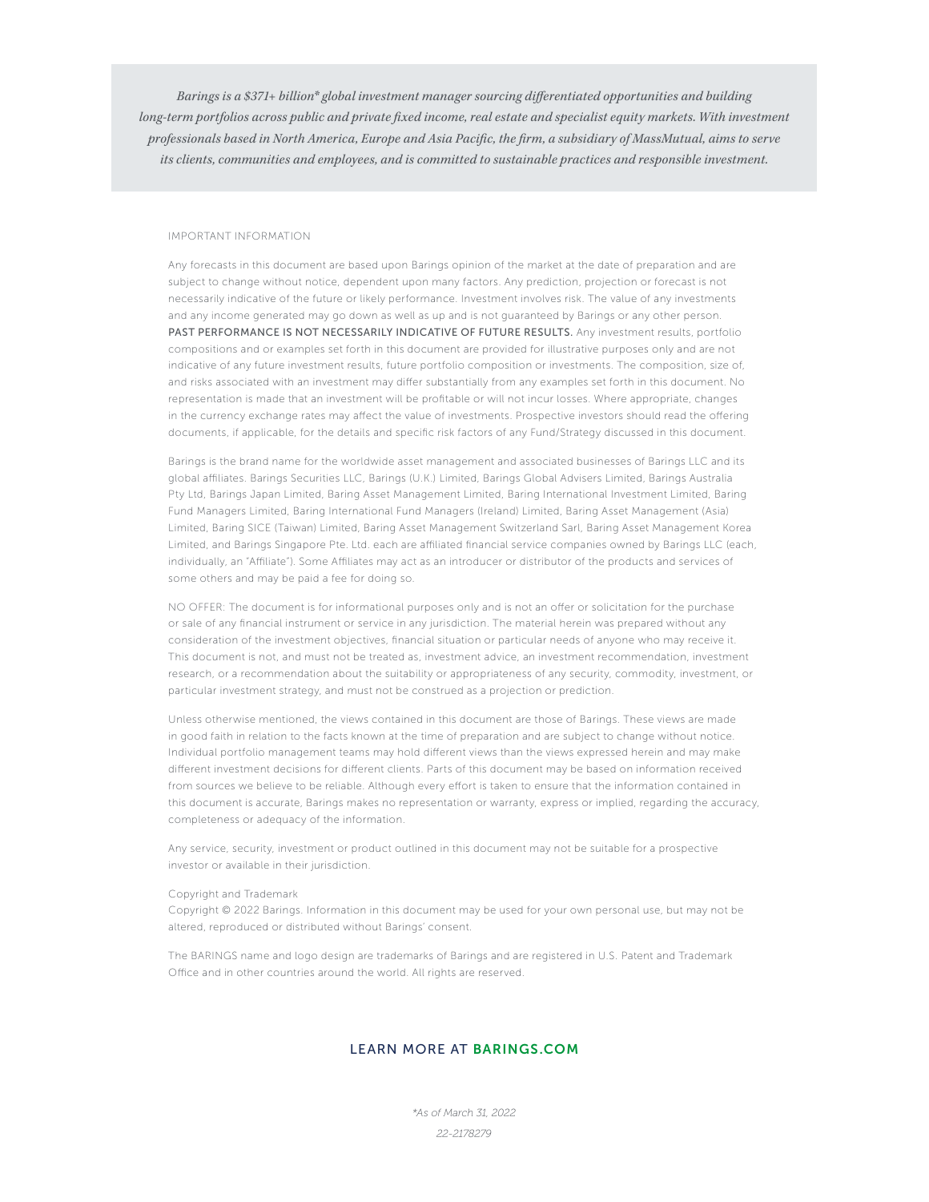*Barings is a $371+ billion* global investment manager sourcing differentiated opportunities and building long-term portfolios across public and private fixed income, real estate and specialist equity markets. With investment professionals based in North America, Europe and Asia Pacific, the firm, a subsidiary of MassMutual, aims to serve its clients, communities and employees, and is committed to sustainable practices and responsible investment.*

IMPORTANT INFORMATION

Any forecasts in this document are based upon Barings opinion of the market at the date of preparation and are subject to change without notice, dependent upon many factors. Any prediction, projection or forecast is not necessarily indicative of the future or likely performance. Investment involves risk. The value of any investments and any income generated may go down as well as up and is not guaranteed by Barings or any other person. PAST PERFORMANCE IS NOT NECESSARILY INDICATIVE OF FUTURE RESULTS. Any investment results, portfolio compositions and or examples set forth in this document are provided for illustrative purposes only and are not indicative of any future investment results, future portfolio composition or investments. The composition, size of, and risks associated with an investment may differ substantially from any examples set forth in this document. No representation is made that an investment will be profitable or will not incur losses. Where appropriate, changes in the currency exchange rates may affect the value of investments. Prospective investors should read the offering documents, if applicable, for the details and specific risk factors of any Fund/Strategy discussed in this document.

Barings is the brand name for the worldwide asset management and associated businesses of Barings LLC and its global affiliates. Barings Securities LLC, Barings (U.K.) Limited, Barings Global Advisers Limited, Barings Australia Pty Ltd, Barings Japan Limited, Baring Asset Management Limited, Baring International Investment Limited, Baring Fund Managers Limited, Baring International Fund Managers (Ireland) Limited, Baring Asset Management (Asia) Limited, Baring SICE (Taiwan) Limited, Baring Asset Management Switzerland Sarl, Baring Asset Management Korea Limited, and Barings Singapore Pte. Ltd. each are affiliated financial service companies owned by Barings LLC (each, individually, an "Affiliate"). Some Affiliates may act as an introducer or distributor of the products and services of some others and may be paid a fee for doing so.

NO OFFER: The document is for informational purposes only and is not an offer or solicitation for the purchase or sale of any financial instrument or service in any jurisdiction. The material herein was prepared without any consideration of the investment objectives, financial situation or particular needs of anyone who may receive it. This document is not, and must not be treated as, investment advice, an investment recommendation, investment research, or a recommendation about the suitability or appropriateness of any security, commodity, investment, or particular investment strategy, and must not be construed as a projection or prediction.

Unless otherwise mentioned, the views contained in this document are those of Barings. These views are made in good faith in relation to the facts known at the time of preparation and are subject to change without notice. Individual portfolio management teams may hold different views than the views expressed herein and may make different investment decisions for different clients. Parts of this document may be based on information received from sources we believe to be reliable. Although every effort is taken to ensure that the information contained in this document is accurate, Barings makes no representation or warranty, express or implied, regarding the accuracy, completeness or adequacy of the information.

Any service, security, investment or product outlined in this document may not be suitable for a prospective investor or available in their jurisdiction.

Copyright and Trademark
Copyright © 2022 Barings. Information in this document may be used for your own personal use, but may not be altered, reproduced or distributed without Barings' consent.

The BARINGS name and logo design are trademarks of Barings and are registered in U.S. Patent and Trademark Office and in other countries around the world. All rights are reserved.

LEARN MORE AT BARINGS.COM

*\*As of March 31, 2022*

*22-2178279*